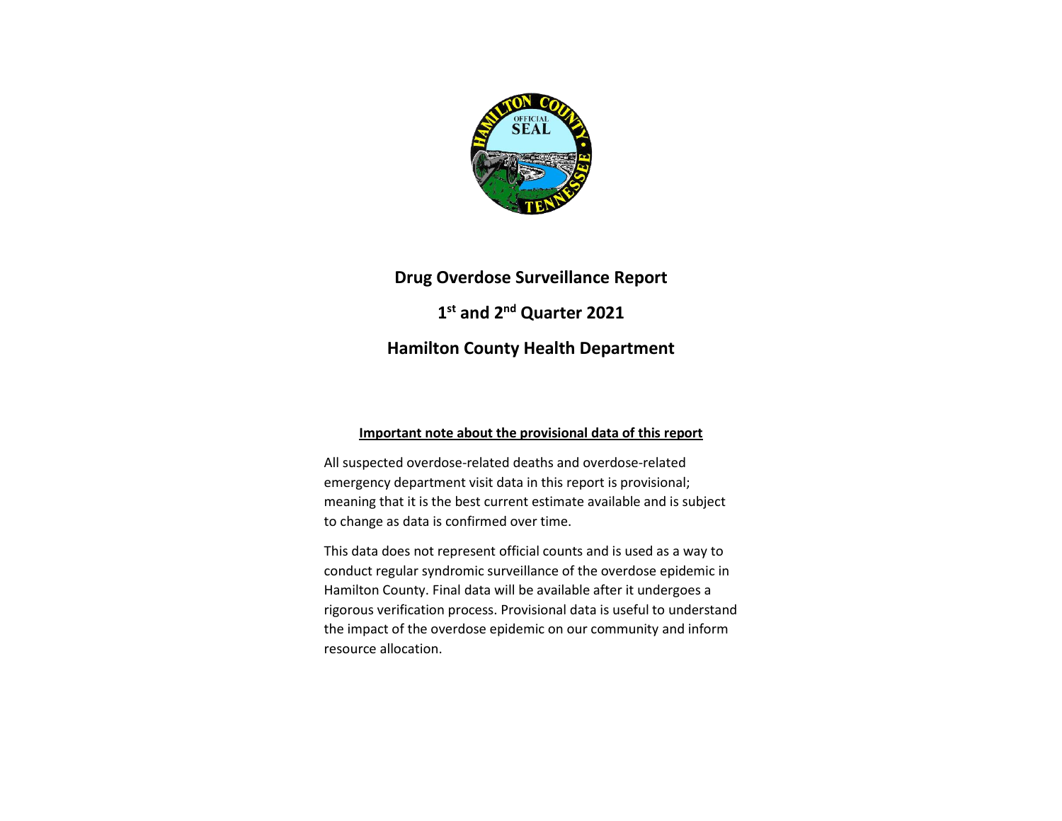# Drug Overdose Surveillance Report

## 1st and 2nd Quarter 2021

## Hamilton County Health Department

**Important note about the provisional data of this report**

All suspected overdose-related deaths and overdose-related emergency department visit data in this report is provisional; meaning that it is the best current estimate available and is subject to change as data is confirmed over time.

This data does not represent official counts and is used as a way to conduct regular syndromic surveillance of the overdose epidemic in Hamilton County. Final data will be available after it undergoes a rigorous verification process. Provisional data is useful to understand the impact of the overdose epidemic on our community and inform resource allocation.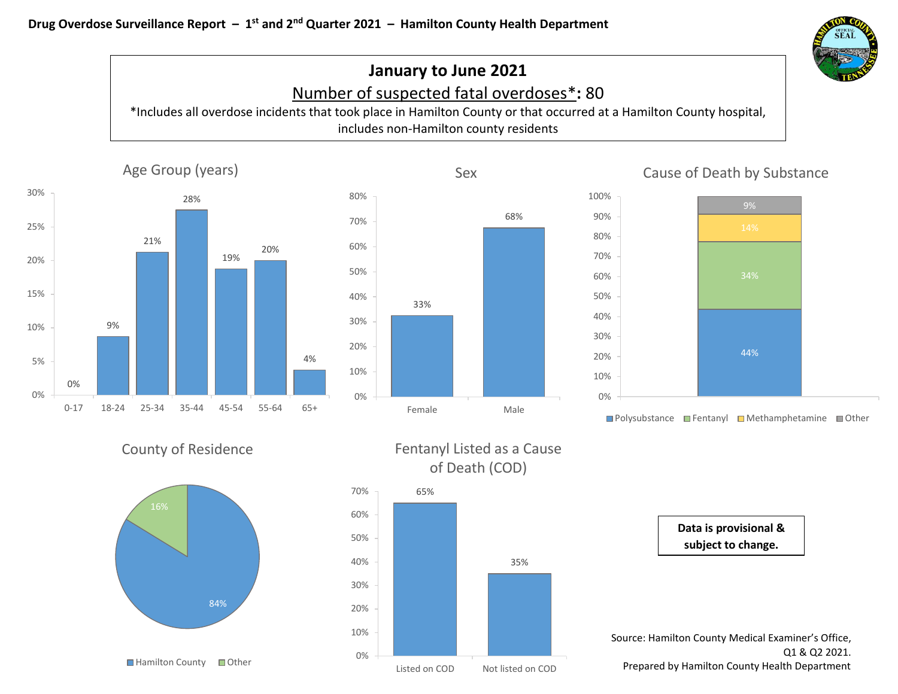**Drug Overdose Surveillance Report – 1st and 2nd Quarter 2021 – Hamilton County Health Department**

# January to June 2021

**Number of suspected fatal overdoses*: 80**

*Includes all overdose incidents that took place in Hamilton County or that occurred at a Hamilton County hospital, includes non-Hamilton county residents

## Age Group (years)

| Age Group | Percent |
|---|---|
| 0-17 | 0% |
| 18-24 | 9% |
| 25-34 | 21% |
| 35-44 | 28% |
| 45-54 | 19% |
| 55-64 | 20% |
| 65+ | 4% |

## Sex

| Sex | Percent |
|---|---|
| Female | 33% |
| Male | 68% |

## Cause of Death by Substance

| Substance | Percent |
|---|---|
| Polysubstance | 44% |
| Fentanyl | 34% |
| Methamphetamine | 14% |
| Other | 9% |

## County of Residence

| County | Percent |
|---|---|
| Hamilton County | 84% |
| Other | 16% |

## Fentanyl Listed as a Cause of Death (COD)

| | Percent |
|---|---|
| Listed on COD | 65% |
| Not listed on COD | 35% |

**Data is provisional & subject to change.**

Source: Hamilton County Medical Examiner's Office, Q1 & Q2 2021.
Prepared by Hamilton County Health Department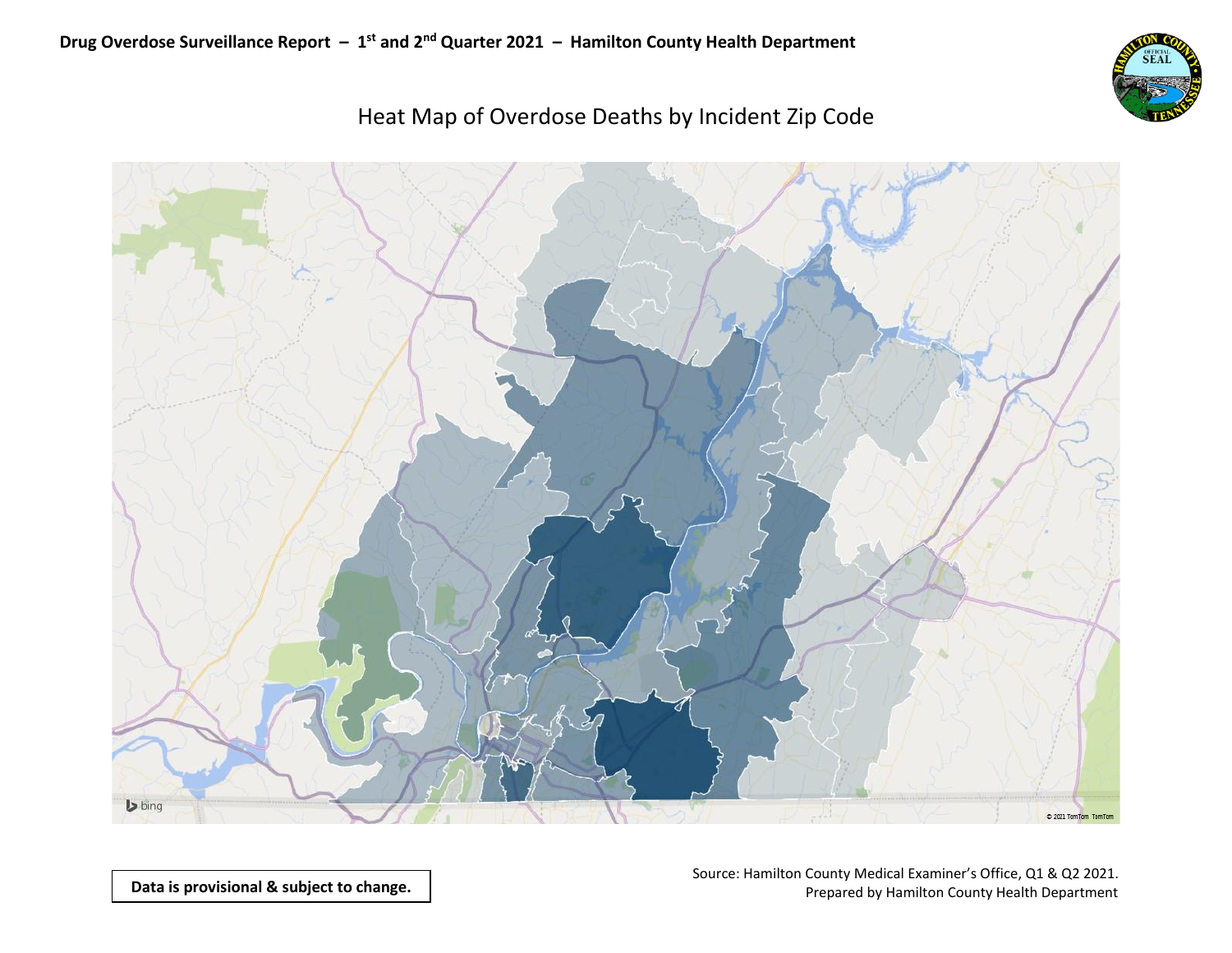## Heat Map of Overdose Deaths by Incident Zip Code

**Data is provisional & subject to change.**

Source: Hamilton County Medical Examiner's Office, Q1 & Q2 2021.
Prepared by Hamilton County Health Department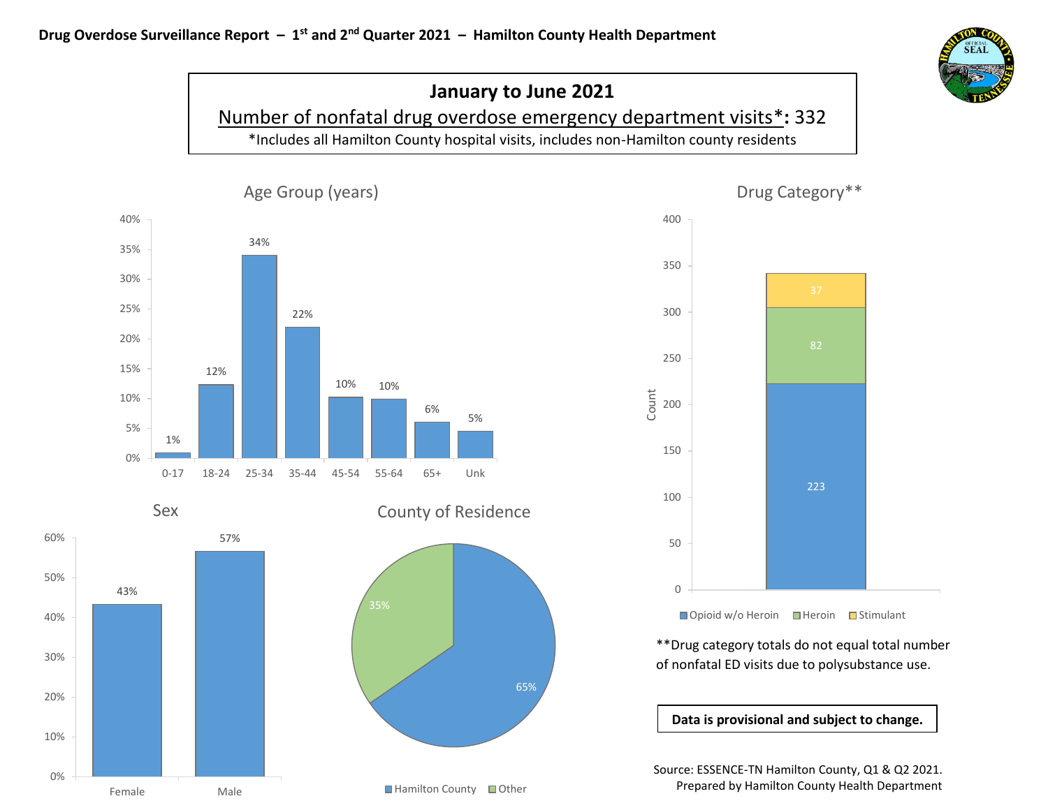**Drug Overdose Surveillance Report – 1st and 2nd Quarter 2021 – Hamilton County Health Department**

## January to June 2021

Number of nonfatal drug overdose emergency department visits*: 332

*Includes all Hamilton County hospital visits, includes non-Hamilton county residents

### Age Group (years)

| Age Group | Percent |
| --- | --- |
| 0-17 | 1% |
| 18-24 | 12% |
| 25-34 | 34% |
| 35-44 | 22% |
| 45-54 | 10% |
| 55-64 | 10% |
| 65+ | 6% |
| Unk | 5% |

### Drug Category**

| Drug Category | Count |
| --- | --- |
| Opioid w/o Heroin | 223 |
| Heroin | 82 |
| Stimulant | 37 |

**Drug category totals do not equal total number of nonfatal ED visits due to polysubstance use.

### Sex

| Sex | Percent |
| --- | --- |
| Female | 43% |
| Male | 57% |

### County of Residence

| County | Percent |
| --- | --- |
| Hamilton County | 65% |
| Other | 35% |

**Data is provisional and subject to change.**

Source: ESSENCE-TN Hamilton County, Q1 & Q2 2021.
Prepared by Hamilton County Health Department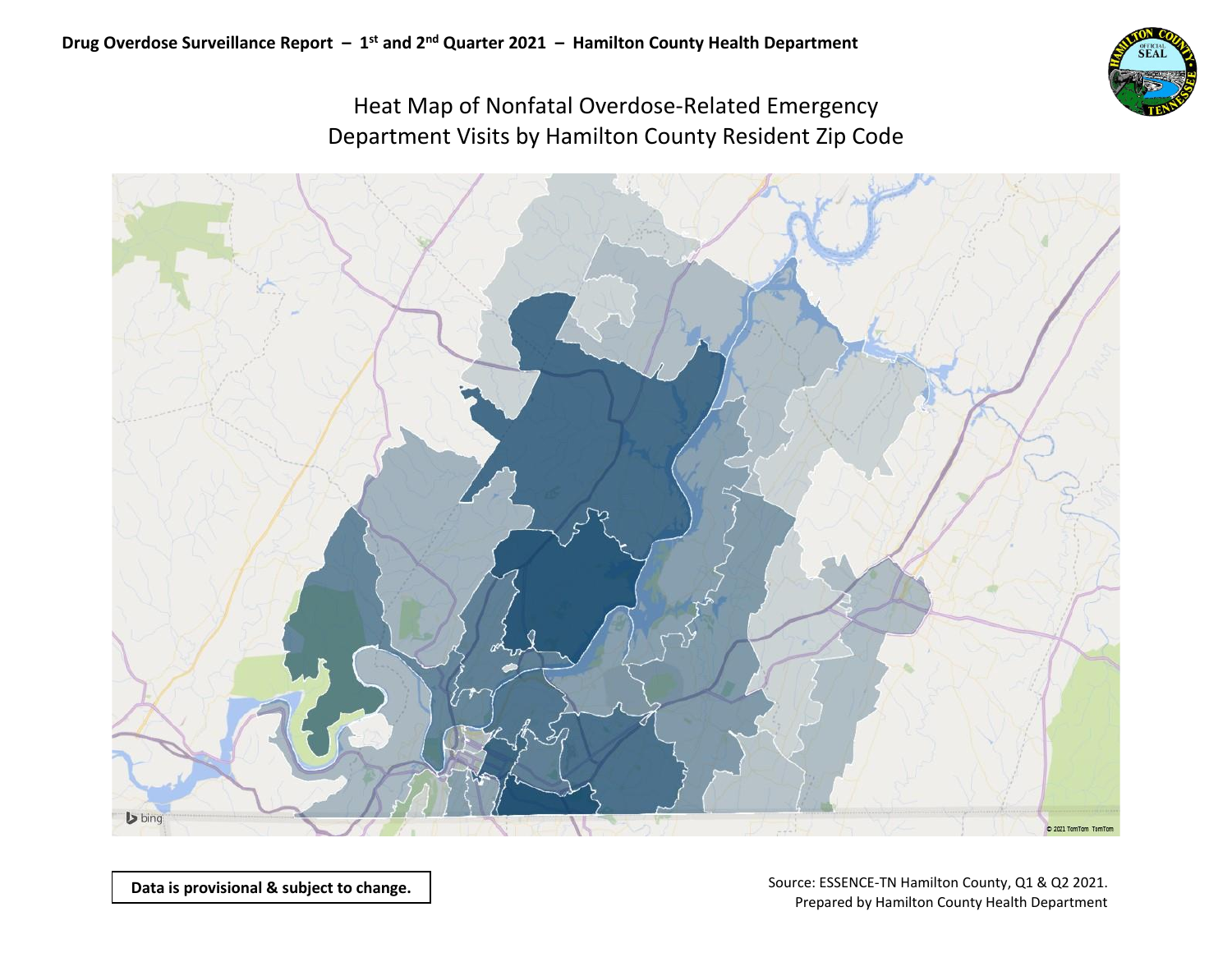# Heat Map of Nonfatal Overdose-Related Emergency Department Visits by Hamilton County Resident Zip Code

**Data is provisional & subject to change.**

Source: ESSENCE-TN Hamilton County, Q1 & Q2 2021.
Prepared by Hamilton County Health Department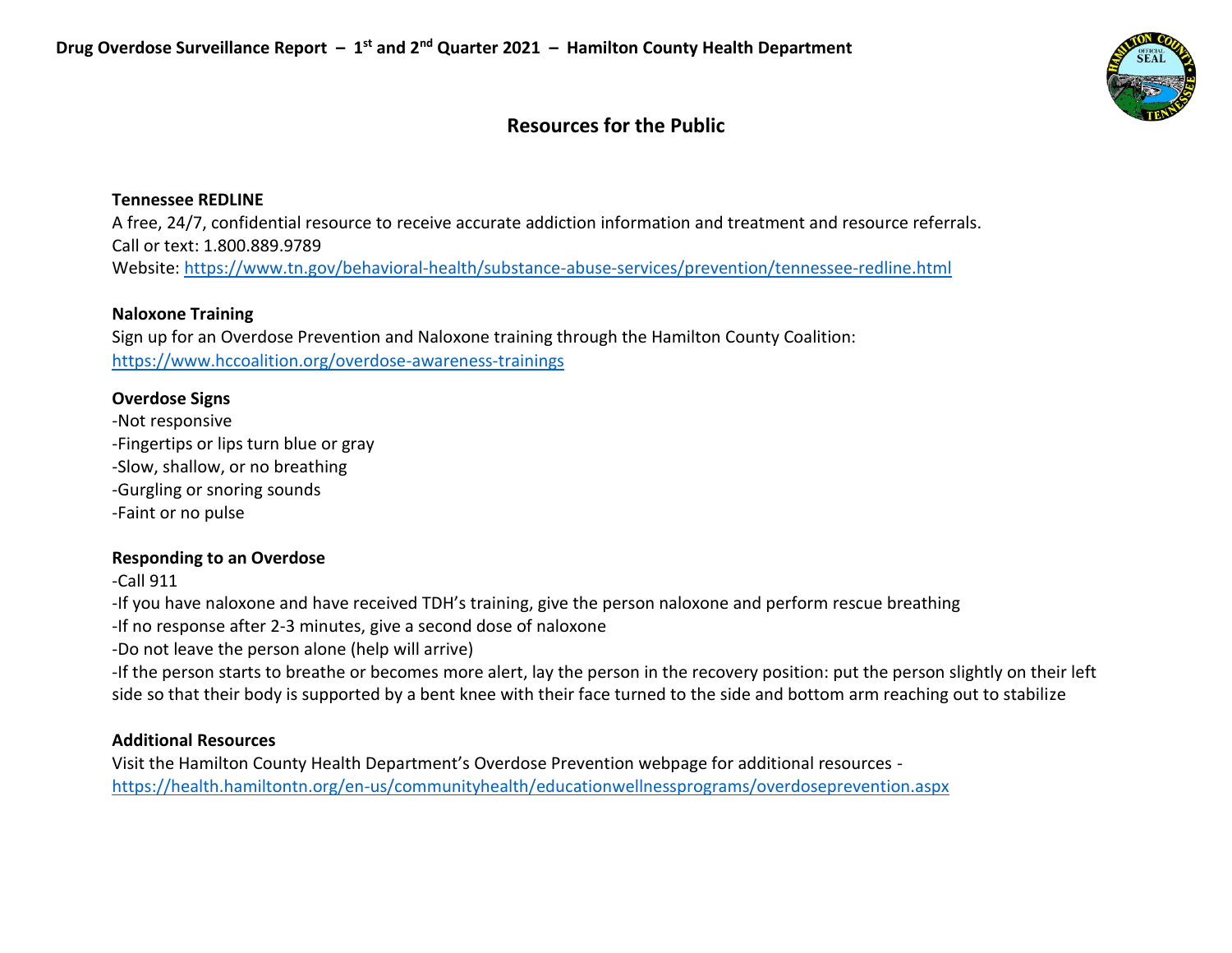## Resources for the Public

**Tennessee REDLINE**
A free, 24/7, confidential resource to receive accurate addiction information and treatment and resource referrals.
Call or text: 1.800.889.9789
Website: https://www.tn.gov/behavioral-health/substance-abuse-services/prevention/tennessee-redline.html

**Naloxone Training**
Sign up for an Overdose Prevention and Naloxone training through the Hamilton County Coalition:
https://www.hccoalition.org/overdose-awareness-trainings

**Overdose Signs**
-Not responsive
-Fingertips or lips turn blue or gray
-Slow, shallow, or no breathing
-Gurgling or snoring sounds
-Faint or no pulse

**Responding to an Overdose**
-Call 911
-If you have naloxone and have received TDH's training, give the person naloxone and perform rescue breathing
-If no response after 2-3 minutes, give a second dose of naloxone
-Do not leave the person alone (help will arrive)
-If the person starts to breathe or becomes more alert, lay the person in the recovery position: put the person slightly on their left side so that their body is supported by a bent knee with their face turned to the side and bottom arm reaching out to stabilize

**Additional Resources**
Visit the Hamilton County Health Department's Overdose Prevention webpage for additional resources - https://health.hamiltontn.org/en-us/communityhealth/educationwellnessprograms/overdoseprevention.aspx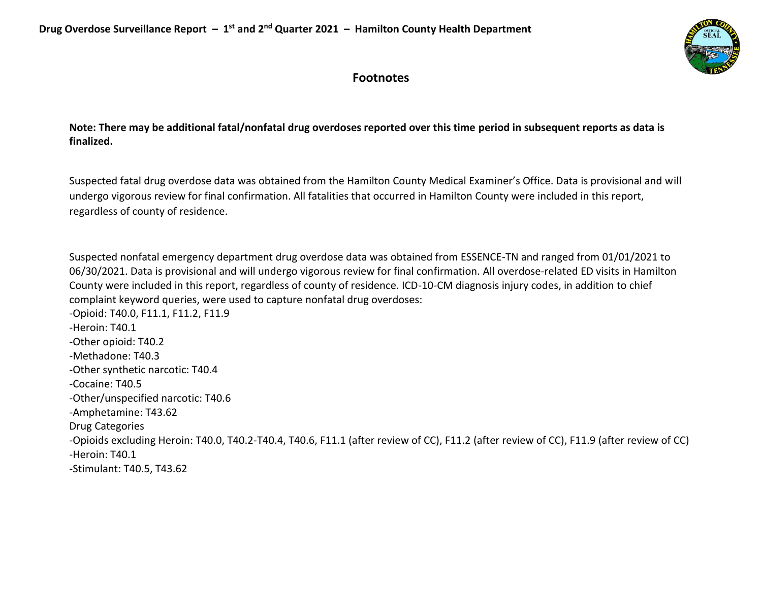## Footnotes

**Note: There may be additional fatal/nonfatal drug overdoses reported over this time period in subsequent reports as data is finalized.**

Suspected fatal drug overdose data was obtained from the Hamilton County Medical Examiner's Office. Data is provisional and will undergo vigorous review for final confirmation. All fatalities that occurred in Hamilton County were included in this report, regardless of county of residence.

Suspected nonfatal emergency department drug overdose data was obtained from ESSENCE-TN and ranged from 01/01/2021 to 06/30/2021. Data is provisional and will undergo vigorous review for final confirmation. All overdose-related ED visits in Hamilton County were included in this report, regardless of county of residence. ICD-10-CM diagnosis injury codes, in addition to chief complaint keyword queries, were used to capture nonfatal drug overdoses:

-Opioid: T40.0, F11.1, F11.2, F11.9
-Heroin: T40.1
-Other opioid: T40.2
-Methadone: T40.3
-Other synthetic narcotic: T40.4
-Cocaine: T40.5
-Other/unspecified narcotic: T40.6
-Amphetamine: T43.62

Drug Categories

-Opioids excluding Heroin: T40.0, T40.2-T40.4, T40.6, F11.1 (after review of CC), F11.2 (after review of CC), F11.9 (after review of CC)
-Heroin: T40.1
-Stimulant: T40.5, T43.62